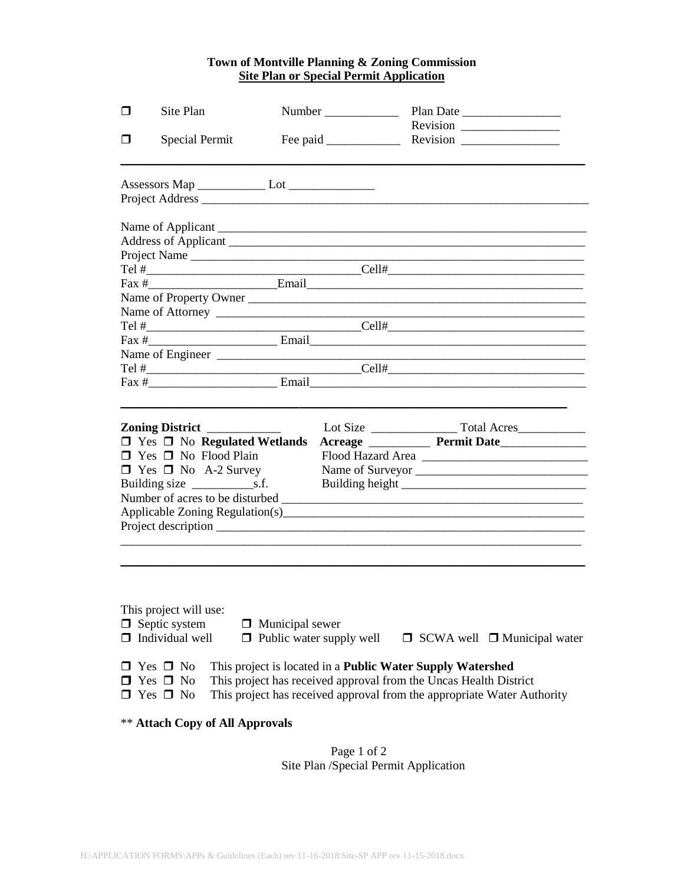# Town of Montville Planning & Zoning Commission

## Site Plan or Special Permit Application

❒ Site Plan    Number ____________    Plan Date ________________
                                                    Revision ________________
❒ Special Permit    Fee paid ____________    Revision ________________

---

Assessors Map ___________ Lot ______________

Project Address ________________________________________________________________

Name of Applicant ______________________________________________________________

Address of Applicant ____________________________________________________________

Project Name __________________________________________________________________

Tel #_________________________________Cell#_______________________________

Fax #____________________Email_____________________________________________

Name of Property Owner __________________________________________________________

Name of Attorney _______________________________________________________________

Tel #_________________________________Cell#_______________________________

Fax #____________________ Email_____________________________________________

Name of Engineer _______________________________________________________________

Tel #_________________________________Cell#_______________________________

Fax #____________________ Email_____________________________________________

---

**Zoning District** ____________    Lot Size ______________ Total Acres___________

❒ Yes ❒ No **Regulated Wetlands**    **Acreage** __________ **Permit Date**______________

❒ Yes ❒ No Flood Plain    Flood Hazard Area ___________________________

❒ Yes ❒ No A-2 Survey    Name of Surveyor ____________________________

Building size __________s.f.    Building height ______________________________

Number of acres to be disturbed ________________________________________________

Applicable Zoning Regulation(s)________________________________________________

Project description _____________________________________________________________

_______________________________________________________________________________

---

This project will use:

❒ Septic system    ❒ Municipal sewer

❒ Individual well    ❒ Public water supply well    ❒ SCWA well ❒ Municipal water

❒ Yes ❒ No This project is located in a **Public Water Supply Watershed**

❒ Yes ❒ No This project has received approval from the Uncas Health District

❒ Yes ❒ No This project has received approval from the appropriate Water Authority

** **Attach Copy of All Approvals**

Site Plan /Special Permit Application

H:\APPLICATION FORMS\APPs & Guidelines (Each) rev 11-16-2018\Site-SP APP rev 11-15-2018.docx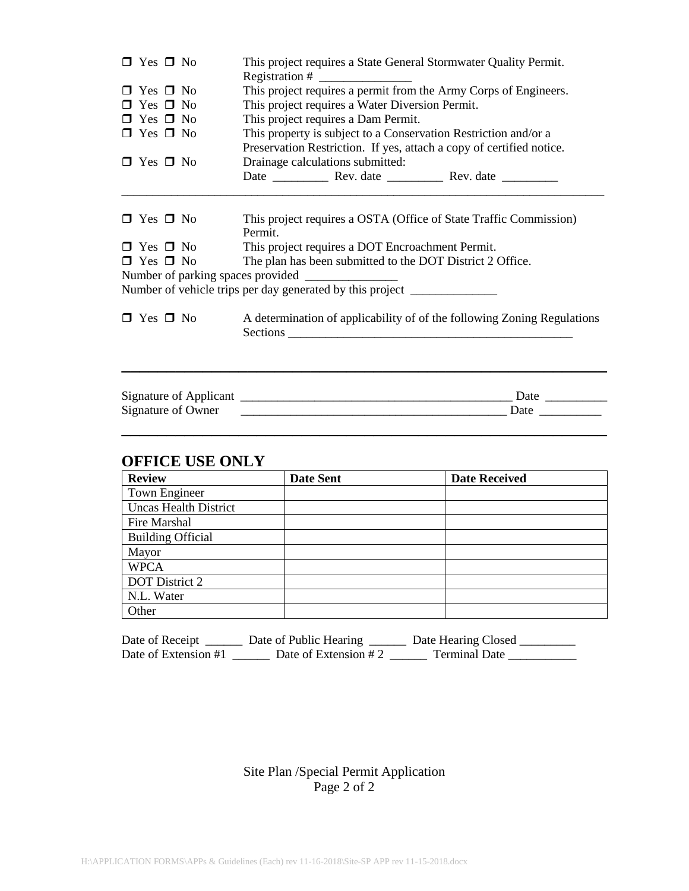❒ Yes ❒ No This project requires a State General Stormwater Quality Permit.
Registration # _______________

❒ Yes ❒ No This project requires a permit from the Army Corps of Engineers.

❒ Yes ❒ No This project requires a Water Diversion Permit.

❒ Yes ❒ No This project requires a Dam Permit.

❒ Yes ❒ No This property is subject to a Conservation Restriction and/or a Preservation Restriction. If yes, attach a copy of certified notice.

❒ Yes ❒ No Drainage calculations submitted:
Date _________ Rev. date _________ Rev. date _________

---

❒ Yes ❒ No This project requires a OSTA (Office of State Traffic Commission) Permit.

❒ Yes ❒ No This project requires a DOT Encroachment Permit.

❒ Yes ❒ No The plan has been submitted to the DOT District 2 Office.

Number of parking spaces provided _______________

Number of vehicle trips per day generated by this project ______________

❒ Yes ❒ No A determination of applicability of of the following Zoning Regulations Sections ________________________________________________

---

Signature of Applicant _____________________________________________ Date __________

Signature of Owner _____________________________________________ Date __________

---

## OFFICE USE ONLY

| Review | Date Sent | Date Received |
|---|---|---|
| Town Engineer | | |
| Uncas Health District | | |
| Fire Marshal | | |
| Building Official | | |
| Mayor | | |
| WPCA | | |
| DOT District 2 | | |
| N.L. Water | | |
| Other | | |

Date of Receipt ______ Date of Public Hearing ______ Date Hearing Closed _________

Date of Extension #1 ______ Date of Extension # 2 ______ Terminal Date ___________

Site Plan /Special Permit Application